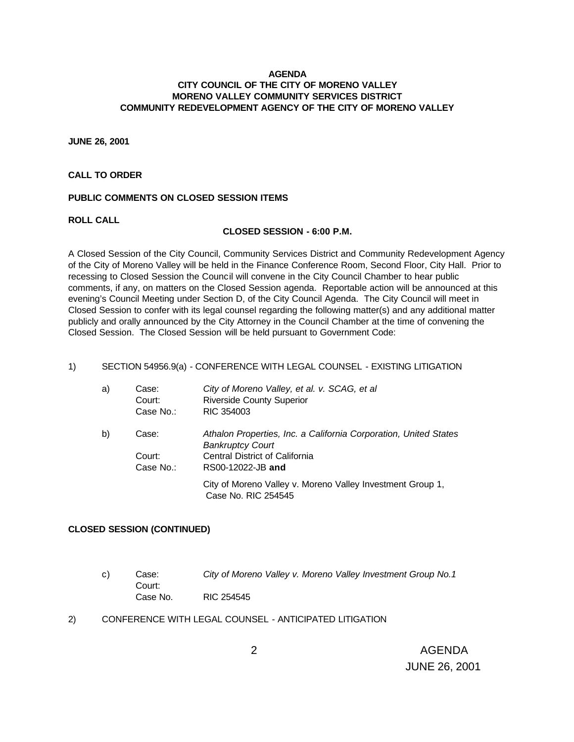**AGENDA**
**CITY COUNCIL OF THE CITY OF MORENO VALLEY**
**MORENO VALLEY COMMUNITY SERVICES DISTRICT**
**COMMUNITY REDEVELOPMENT AGENCY OF THE CITY OF MORENO VALLEY**

**JUNE 26, 2001**

**CALL TO ORDER**

**PUBLIC COMMENTS ON CLOSED SESSION ITEMS**

**ROLL CALL**

**CLOSED SESSION - 6:00 P.M.**

A Closed Session of the City Council, Community Services District and Community Redevelopment Agency of the City of Moreno Valley will be held in the Finance Conference Room, Second Floor, City Hall. Prior to recessing to Closed Session the Council will convene in the City Council Chamber to hear public comments, if any, on matters on the Closed Session agenda. Reportable action will be announced at this evening's Council Meeting under Section D, of the City Council Agenda. The City Council will meet in Closed Session to confer with its legal counsel regarding the following matter(s) and any additional matter publicly and orally announced by the City Attorney in the Council Chamber at the time of convening the Closed Session. The Closed Session will be held pursuant to Government Code:

1) SECTION 54956.9(a) - CONFERENCE WITH LEGAL COUNSEL - EXISTING LITIGATION

   a) Case: *City of Moreno Valley, et al. v. SCAG, et al*
      Court: Riverside County Superior
      Case No.: RIC 354003

   b) Case: *Athalon Properties, Inc. a California Corporation, United States Bankruptcy Court*
      Court: Central District of California
      Case No.: RS00-12022-JB **and**

      City of Moreno Valley v. Moreno Valley Investment Group 1, Case No. RIC 254545

**CLOSED SESSION (CONTINUED)**

   c) Case: *City of Moreno Valley v. Moreno Valley Investment Group No.1*
      Court:
      Case No. RIC 254545

2) CONFERENCE WITH LEGAL COUNSEL - ANTICIPATED LITIGATION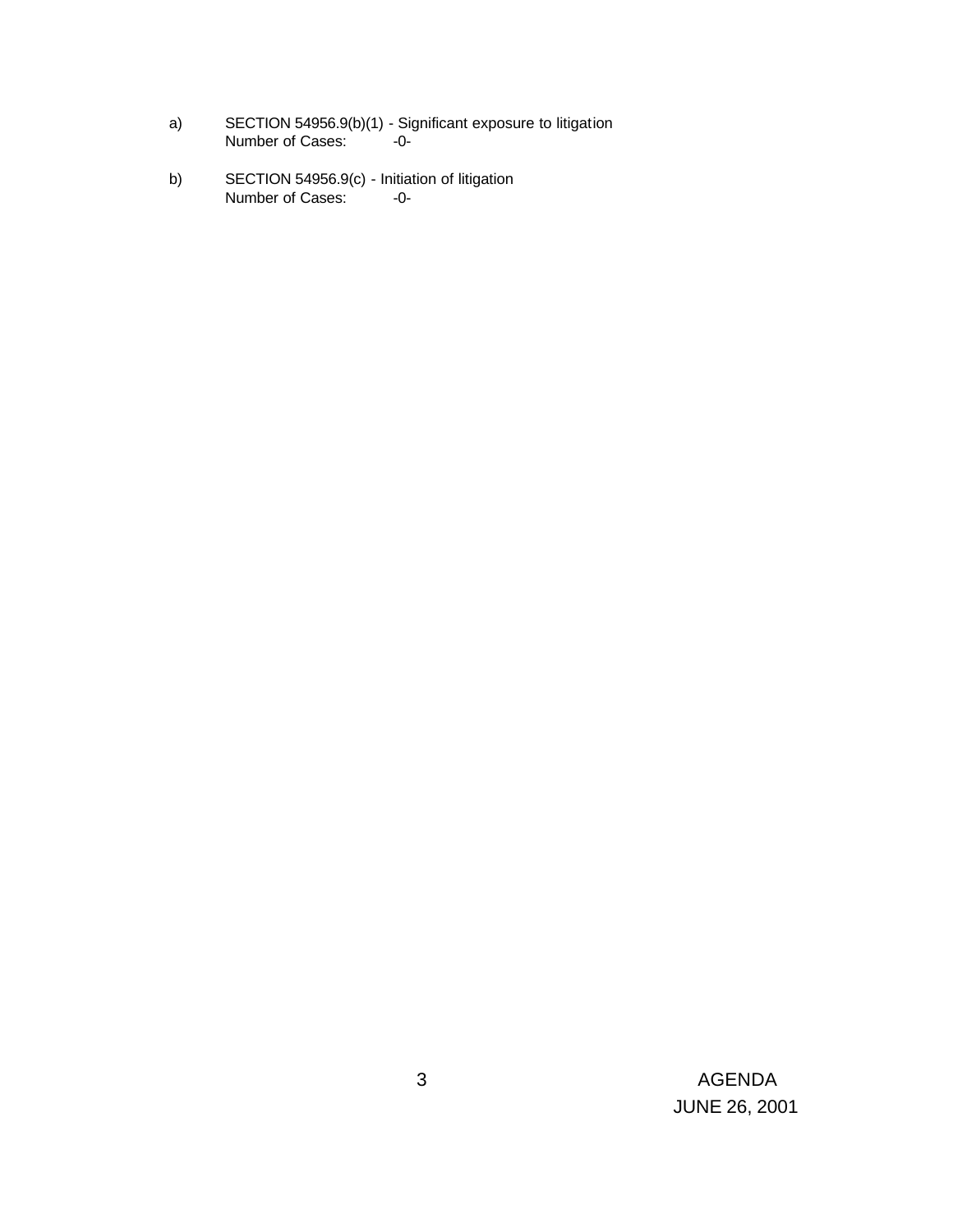a) SECTION 54956.9(b)(1) - Significant exposure to litigation
   Number of Cases: -0-

b) SECTION 54956.9(c) - Initiation of litigation
   Number of Cases: -0-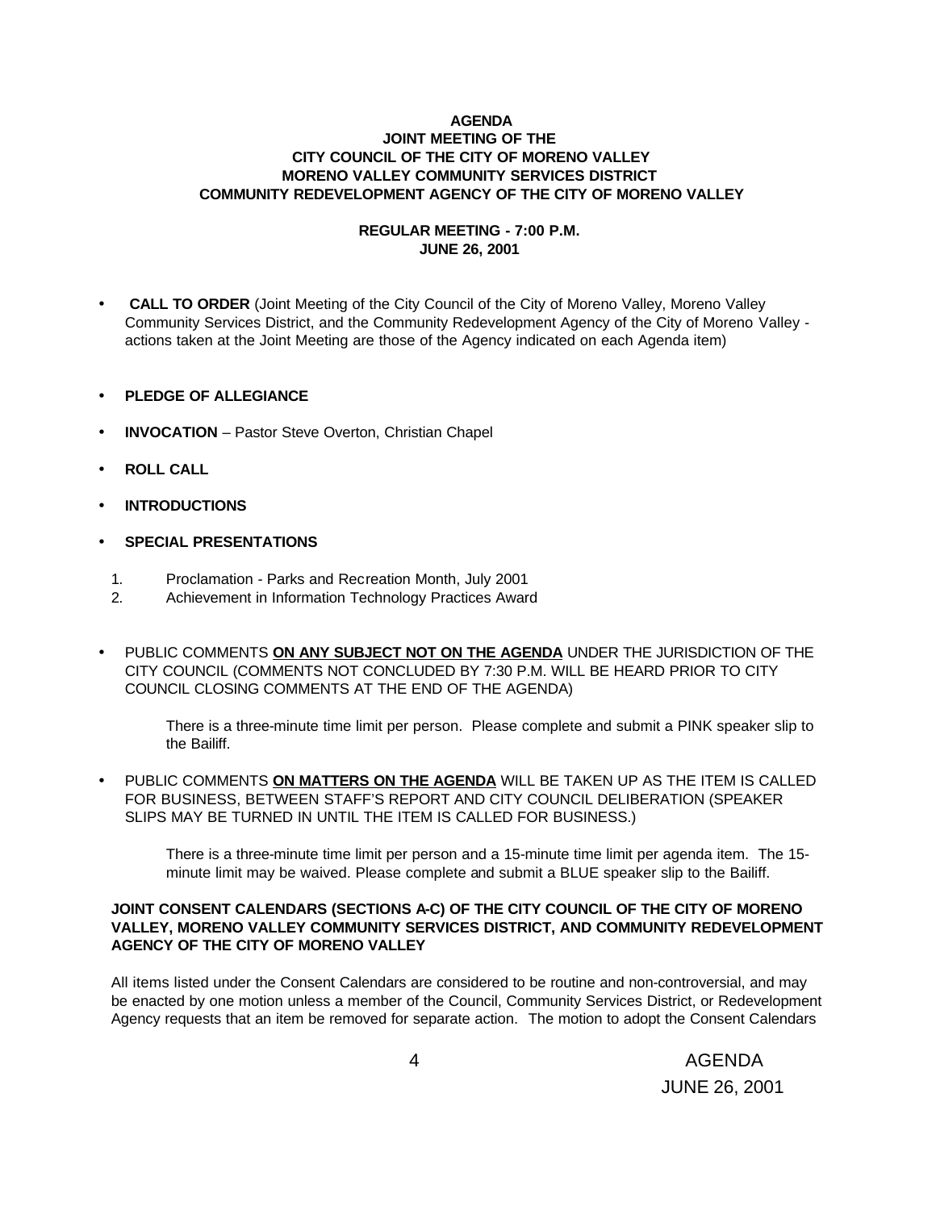**AGENDA**
**JOINT MEETING OF THE**
**CITY COUNCIL OF THE CITY OF MORENO VALLEY**
**MORENO VALLEY COMMUNITY SERVICES DISTRICT**
**COMMUNITY REDEVELOPMENT AGENCY OF THE CITY OF MORENO VALLEY**

**REGULAR MEETING - 7:00 P.M.**
**JUNE 26, 2001**

- **CALL TO ORDER** (Joint Meeting of the City Council of the City of Moreno Valley, Moreno Valley Community Services District, and the Community Redevelopment Agency of the City of Moreno Valley - actions taken at the Joint Meeting are those of the Agency indicated on each Agenda item)

- **PLEDGE OF ALLEGIANCE**

- **INVOCATION** – Pastor Steve Overton, Christian Chapel

- **ROLL CALL**

- **INTRODUCTIONS**

- **SPECIAL PRESENTATIONS**

  1. Proclamation - Parks and Recreation Month, July 2001
  2. Achievement in Information Technology Practices Award

- PUBLIC COMMENTS **ON ANY SUBJECT NOT ON THE AGENDA** UNDER THE JURISDICTION OF THE CITY COUNCIL (COMMENTS NOT CONCLUDED BY 7:30 P.M. WILL BE HEARD PRIOR TO CITY COUNCIL CLOSING COMMENTS AT THE END OF THE AGENDA)

  There is a three-minute time limit per person. Please complete and submit a PINK speaker slip to the Bailiff.

- PUBLIC COMMENTS **ON MATTERS ON THE AGENDA** WILL BE TAKEN UP AS THE ITEM IS CALLED FOR BUSINESS, BETWEEN STAFF'S REPORT AND CITY COUNCIL DELIBERATION (SPEAKER SLIPS MAY BE TURNED IN UNTIL THE ITEM IS CALLED FOR BUSINESS.)

  There is a three-minute time limit per person and a 15-minute time limit per agenda item. The 15-minute limit may be waived. Please complete and submit a BLUE speaker slip to the Bailiff.

**JOINT CONSENT CALENDARS (SECTIONS A-C) OF THE CITY COUNCIL OF THE CITY OF MORENO VALLEY, MORENO VALLEY COMMUNITY SERVICES DISTRICT, AND COMMUNITY REDEVELOPMENT AGENCY OF THE CITY OF MORENO VALLEY**

All items listed under the Consent Calendars are considered to be routine and non-controversial, and may be enacted by one motion unless a member of the Council, Community Services District, or Redevelopment Agency requests that an item be removed for separate action. The motion to adopt the Consent Calendars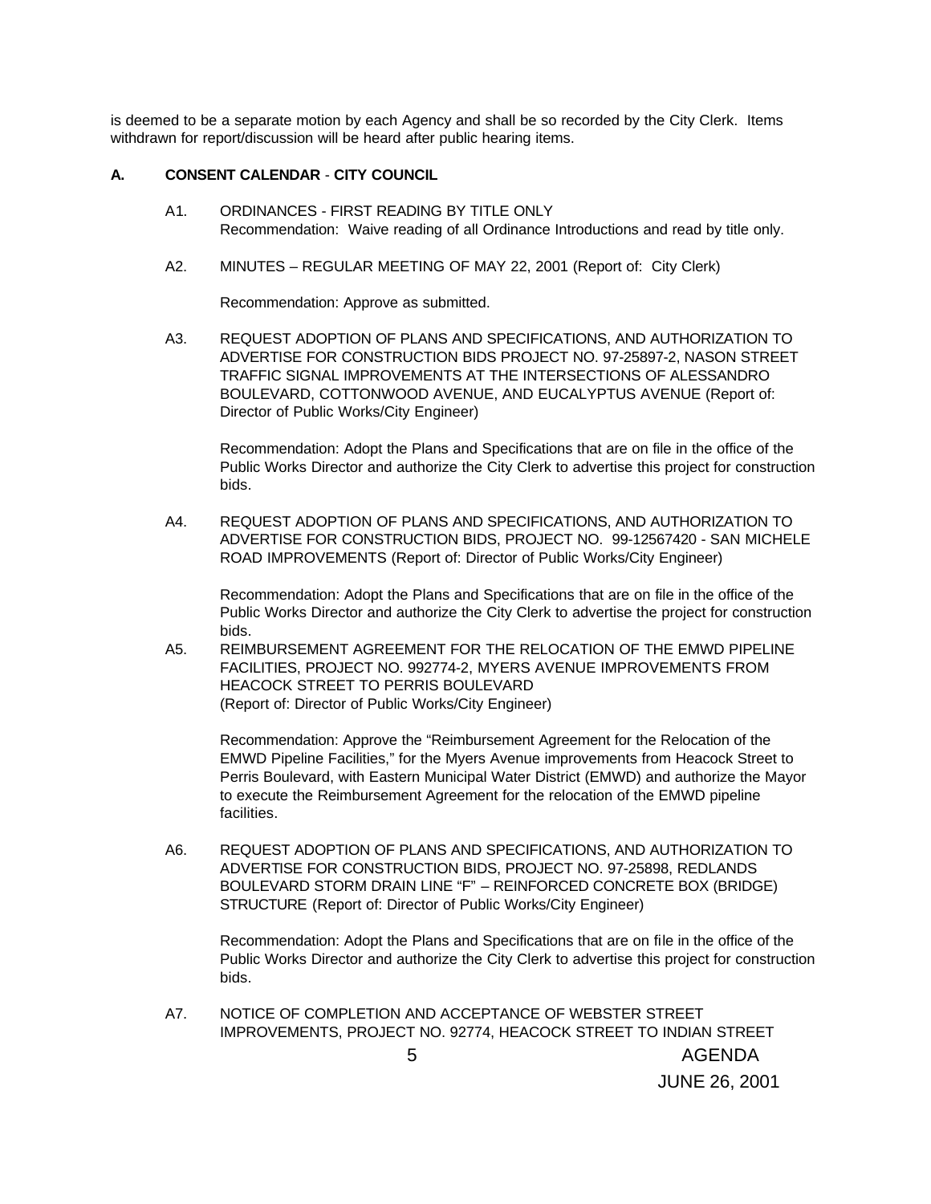is deemed to be a separate motion by each Agency and shall be so recorded by the City Clerk. Items withdrawn for report/discussion will be heard after public hearing items.

**A. CONSENT CALENDAR - CITY COUNCIL**

A1. ORDINANCES - FIRST READING BY TITLE ONLY
Recommendation: Waive reading of all Ordinance Introductions and read by title only.

A2. MINUTES – REGULAR MEETING OF MAY 22, 2001 (Report of: City Clerk)

Recommendation: Approve as submitted.

A3. REQUEST ADOPTION OF PLANS AND SPECIFICATIONS, AND AUTHORIZATION TO ADVERTISE FOR CONSTRUCTION BIDS PROJECT NO. 97-25897-2, NASON STREET TRAFFIC SIGNAL IMPROVEMENTS AT THE INTERSECTIONS OF ALESSANDRO BOULEVARD, COTTONWOOD AVENUE, AND EUCALYPTUS AVENUE (Report of: Director of Public Works/City Engineer)

Recommendation: Adopt the Plans and Specifications that are on file in the office of the Public Works Director and authorize the City Clerk to advertise this project for construction bids.

A4. REQUEST ADOPTION OF PLANS AND SPECIFICATIONS, AND AUTHORIZATION TO ADVERTISE FOR CONSTRUCTION BIDS, PROJECT NO. 99-12567420 - SAN MICHELE ROAD IMPROVEMENTS (Report of: Director of Public Works/City Engineer)

Recommendation: Adopt the Plans and Specifications that are on file in the office of the Public Works Director and authorize the City Clerk to advertise the project for construction bids.

A5. REIMBURSEMENT AGREEMENT FOR THE RELOCATION OF THE EMWD PIPELINE FACILITIES, PROJECT NO. 992774-2, MYERS AVENUE IMPROVEMENTS FROM HEACOCK STREET TO PERRIS BOULEVARD
(Report of: Director of Public Works/City Engineer)

Recommendation: Approve the "Reimbursement Agreement for the Relocation of the EMWD Pipeline Facilities," for the Myers Avenue improvements from Heacock Street to Perris Boulevard, with Eastern Municipal Water District (EMWD) and authorize the Mayor to execute the Reimbursement Agreement for the relocation of the EMWD pipeline facilities.

A6. REQUEST ADOPTION OF PLANS AND SPECIFICATIONS, AND AUTHORIZATION TO ADVERTISE FOR CONSTRUCTION BIDS, PROJECT NO. 97-25898, REDLANDS BOULEVARD STORM DRAIN LINE "F" – REINFORCED CONCRETE BOX (BRIDGE) STRUCTURE (Report of: Director of Public Works/City Engineer)

Recommendation: Adopt the Plans and Specifications that are on file in the office of the Public Works Director and authorize the City Clerk to advertise this project for construction bids.

A7. NOTICE OF COMPLETION AND ACCEPTANCE OF WEBSTER STREET IMPROVEMENTS, PROJECT NO. 92774, HEACOCK STREET TO INDIAN STREET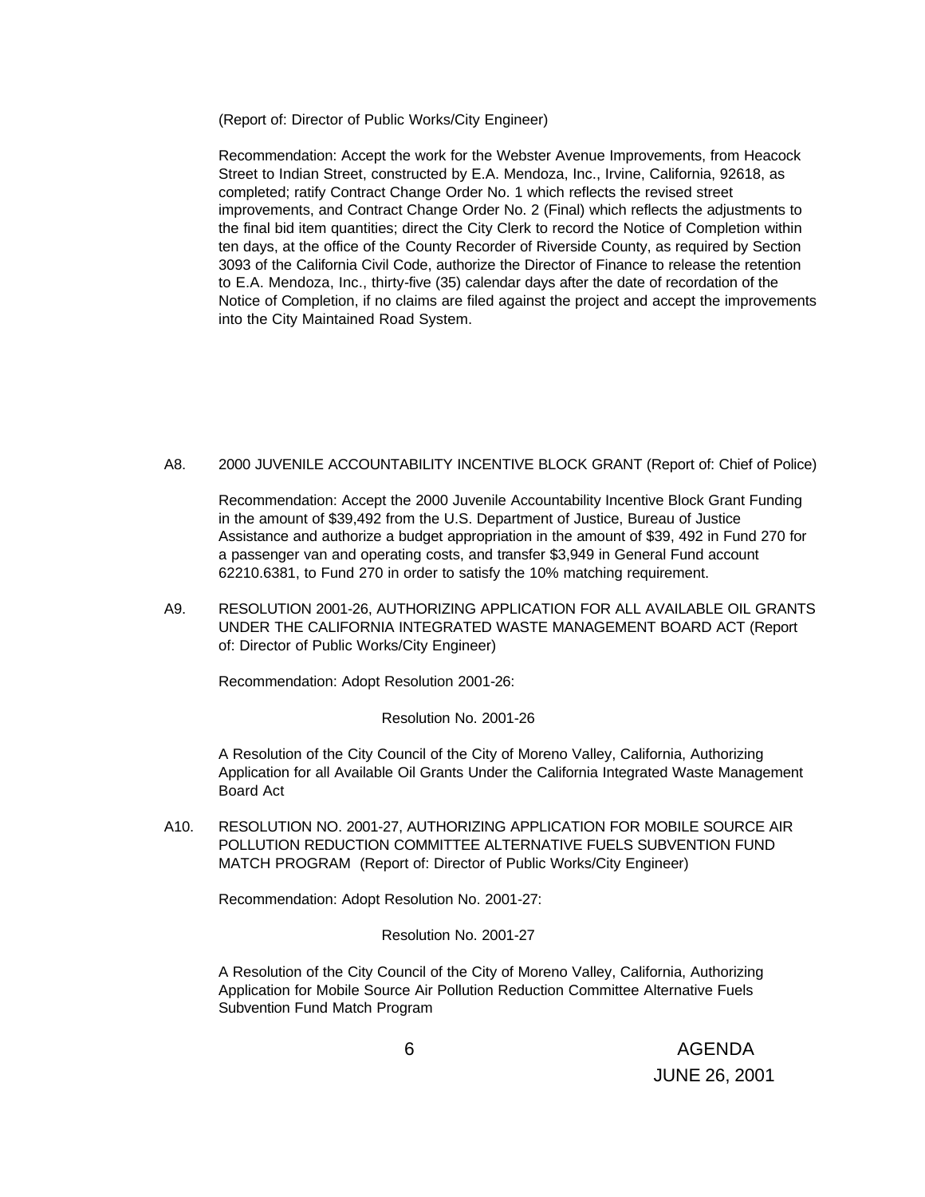(Report of: Director of Public Works/City Engineer)

Recommendation: Accept the work for the Webster Avenue Improvements, from Heacock Street to Indian Street, constructed by E.A. Mendoza, Inc., Irvine, California, 92618, as completed; ratify Contract Change Order No. 1 which reflects the revised street improvements, and Contract Change Order No. 2 (Final) which reflects the adjustments to the final bid item quantities; direct the City Clerk to record the Notice of Completion within ten days, at the office of the County Recorder of Riverside County, as required by Section 3093 of the California Civil Code, authorize the Director of Finance to release the retention to E.A. Mendoza, Inc., thirty-five (35) calendar days after the date of recordation of the Notice of Completion, if no claims are filed against the project and accept the improvements into the City Maintained Road System.

A8. 2000 JUVENILE ACCOUNTABILITY INCENTIVE BLOCK GRANT (Report of: Chief of Police)

Recommendation: Accept the 2000 Juvenile Accountability Incentive Block Grant Funding in the amount of $39,492 from the U.S. Department of Justice, Bureau of Justice Assistance and authorize a budget appropriation in the amount of $39, 492 in Fund 270 for a passenger van and operating costs, and transfer $3,949 in General Fund account 62210.6381, to Fund 270 in order to satisfy the 10% matching requirement.

A9. RESOLUTION 2001-26, AUTHORIZING APPLICATION FOR ALL AVAILABLE OIL GRANTS UNDER THE CALIFORNIA INTEGRATED WASTE MANAGEMENT BOARD ACT (Report of: Director of Public Works/City Engineer)

Recommendation: Adopt Resolution 2001-26:

Resolution No. 2001-26

A Resolution of the City Council of the City of Moreno Valley, California, Authorizing Application for all Available Oil Grants Under the California Integrated Waste Management Board Act

A10. RESOLUTION NO. 2001-27, AUTHORIZING APPLICATION FOR MOBILE SOURCE AIR POLLUTION REDUCTION COMMITTEE ALTERNATIVE FUELS SUBVENTION FUND MATCH PROGRAM (Report of: Director of Public Works/City Engineer)

Recommendation: Adopt Resolution No. 2001-27:

Resolution No. 2001-27

A Resolution of the City Council of the City of Moreno Valley, California, Authorizing Application for Mobile Source Air Pollution Reduction Committee Alternative Fuels Subvention Fund Match Program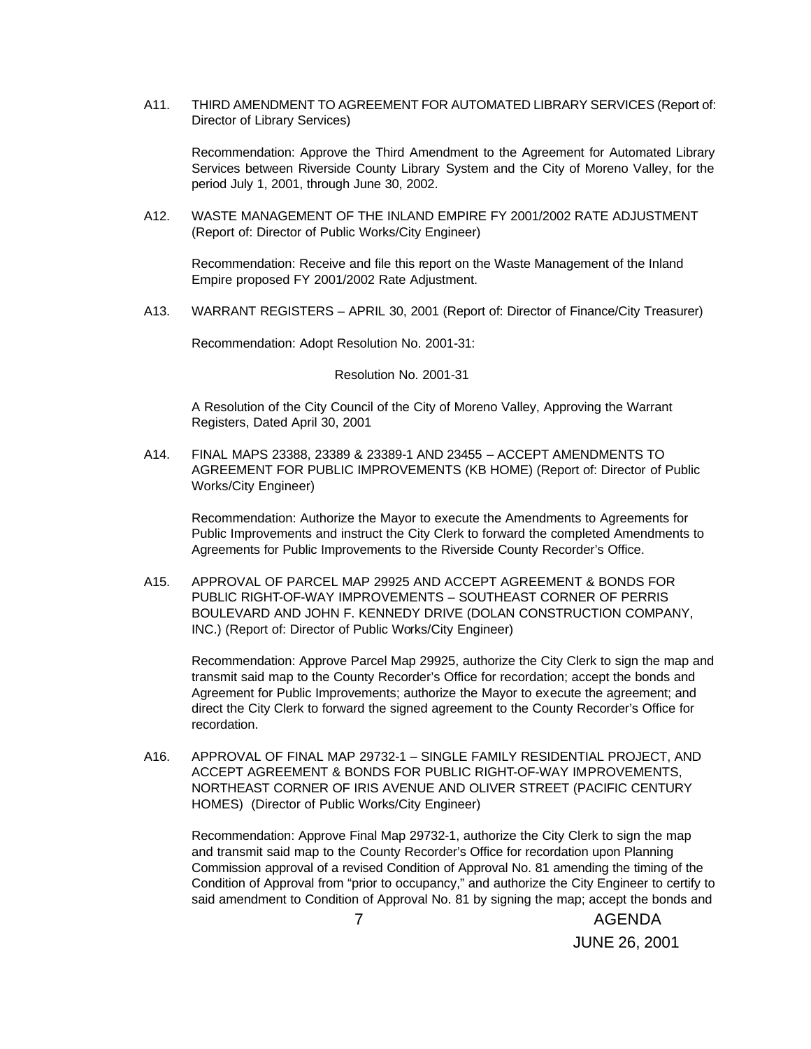A11. THIRD AMENDMENT TO AGREEMENT FOR AUTOMATED LIBRARY SERVICES (Report of: Director of Library Services)

Recommendation: Approve the Third Amendment to the Agreement for Automated Library Services between Riverside County Library System and the City of Moreno Valley, for the period July 1, 2001, through June 30, 2002.

A12. WASTE MANAGEMENT OF THE INLAND EMPIRE FY 2001/2002 RATE ADJUSTMENT (Report of: Director of Public Works/City Engineer)

Recommendation: Receive and file this report on the Waste Management of the Inland Empire proposed FY 2001/2002 Rate Adjustment.

A13. WARRANT REGISTERS – APRIL 30, 2001 (Report of: Director of Finance/City Treasurer)

Recommendation: Adopt Resolution No. 2001-31:

Resolution No. 2001-31

A Resolution of the City Council of the City of Moreno Valley, Approving the Warrant Registers, Dated April 30, 2001

A14. FINAL MAPS 23388, 23389 & 23389-1 AND 23455 – ACCEPT AMENDMENTS TO AGREEMENT FOR PUBLIC IMPROVEMENTS (KB HOME) (Report of: Director of Public Works/City Engineer)

Recommendation: Authorize the Mayor to execute the Amendments to Agreements for Public Improvements and instruct the City Clerk to forward the completed Amendments to Agreements for Public Improvements to the Riverside County Recorder's Office.

A15. APPROVAL OF PARCEL MAP 29925 AND ACCEPT AGREEMENT & BONDS FOR PUBLIC RIGHT-OF-WAY IMPROVEMENTS – SOUTHEAST CORNER OF PERRIS BOULEVARD AND JOHN F. KENNEDY DRIVE (DOLAN CONSTRUCTION COMPANY, INC.) (Report of: Director of Public Works/City Engineer)

Recommendation: Approve Parcel Map 29925, authorize the City Clerk to sign the map and transmit said map to the County Recorder's Office for recordation; accept the bonds and Agreement for Public Improvements; authorize the Mayor to execute the agreement; and direct the City Clerk to forward the signed agreement to the County Recorder's Office for recordation.

A16. APPROVAL OF FINAL MAP 29732-1 – SINGLE FAMILY RESIDENTIAL PROJECT, AND ACCEPT AGREEMENT & BONDS FOR PUBLIC RIGHT-OF-WAY IMPROVEMENTS, NORTHEAST CORNER OF IRIS AVENUE AND OLIVER STREET (PACIFIC CENTURY HOMES) (Director of Public Works/City Engineer)

Recommendation: Approve Final Map 29732-1, authorize the City Clerk to sign the map and transmit said map to the County Recorder's Office for recordation upon Planning Commission approval of a revised Condition of Approval No. 81 amending the timing of the Condition of Approval from "prior to occupancy," and authorize the City Engineer to certify to said amendment to Condition of Approval No. 81 by signing the map; accept the bonds and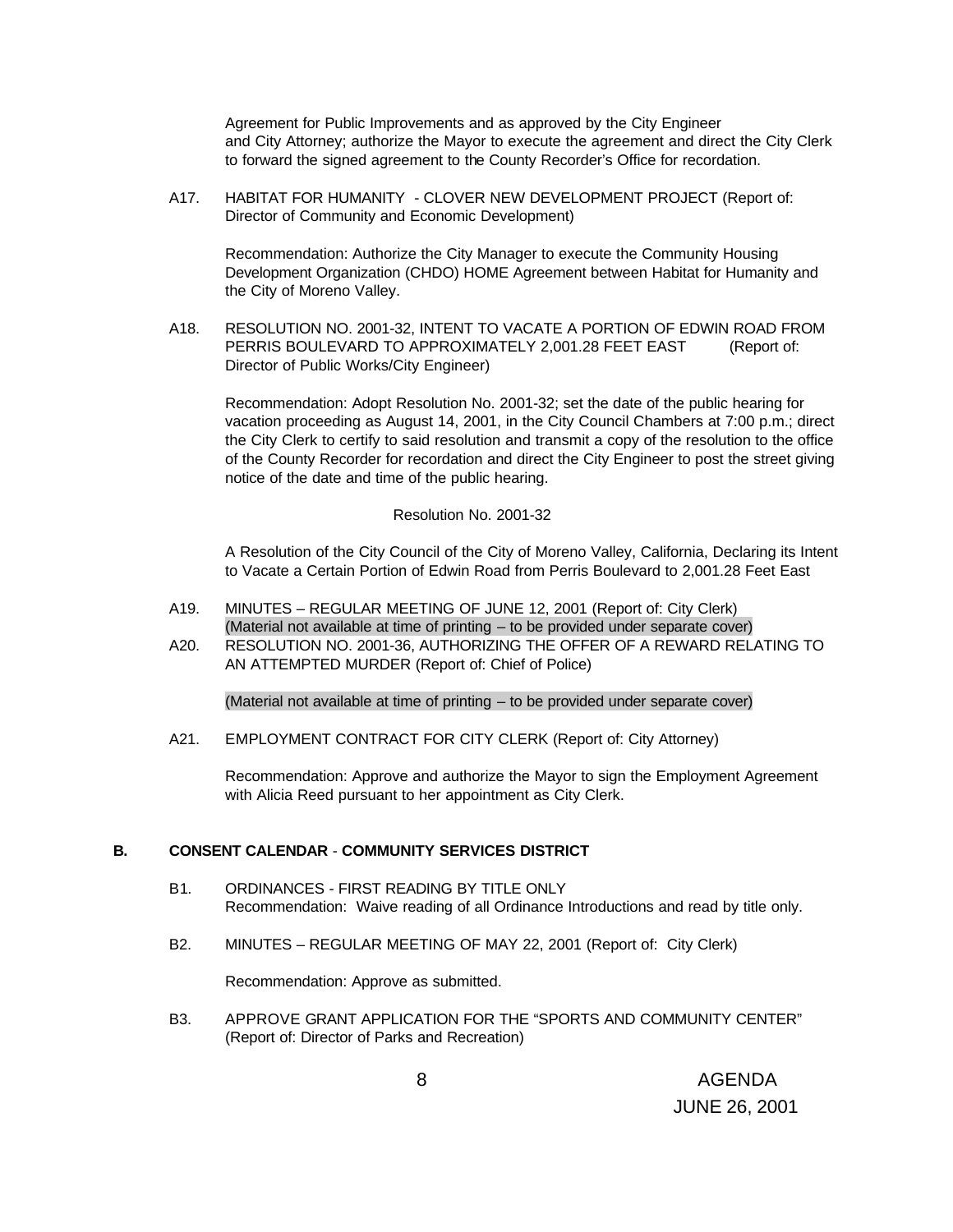Agreement for Public Improvements and as approved by the City Engineer and City Attorney; authorize the Mayor to execute the agreement and direct the City Clerk to forward the signed agreement to the County Recorder's Office for recordation.

A17. HABITAT FOR HUMANITY - CLOVER NEW DEVELOPMENT PROJECT (Report of: Director of Community and Economic Development)

Recommendation: Authorize the City Manager to execute the Community Housing Development Organization (CHDO) HOME Agreement between Habitat for Humanity and the City of Moreno Valley.

A18. RESOLUTION NO. 2001-32, INTENT TO VACATE A PORTION OF EDWIN ROAD FROM PERRIS BOULEVARD TO APPROXIMATELY 2,001.28 FEET EAST (Report of: Director of Public Works/City Engineer)

Recommendation: Adopt Resolution No. 2001-32; set the date of the public hearing for vacation proceeding as August 14, 2001, in the City Council Chambers at 7:00 p.m.; direct the City Clerk to certify to said resolution and transmit a copy of the resolution to the office of the County Recorder for recordation and direct the City Engineer to post the street giving notice of the date and time of the public hearing.

Resolution No. 2001-32

A Resolution of the City Council of the City of Moreno Valley, California, Declaring its Intent to Vacate a Certain Portion of Edwin Road from Perris Boulevard to 2,001.28 Feet East

A19. MINUTES – REGULAR MEETING OF JUNE 12, 2001 (Report of: City Clerk)
(Material not available at time of printing – to be provided under separate cover)

A20. RESOLUTION NO. 2001-36, AUTHORIZING THE OFFER OF A REWARD RELATING TO AN ATTEMPTED MURDER (Report of: Chief of Police)

(Material not available at time of printing – to be provided under separate cover)

A21. EMPLOYMENT CONTRACT FOR CITY CLERK (Report of: City Attorney)

Recommendation: Approve and authorize the Mayor to sign the Employment Agreement with Alicia Reed pursuant to her appointment as City Clerk.

## B. CONSENT CALENDAR - COMMUNITY SERVICES DISTRICT

B1. ORDINANCES - FIRST READING BY TITLE ONLY
Recommendation: Waive reading of all Ordinance Introductions and read by title only.

B2. MINUTES – REGULAR MEETING OF MAY 22, 2001 (Report of: City Clerk)

Recommendation: Approve as submitted.

B3. APPROVE GRANT APPLICATION FOR THE "SPORTS AND COMMUNITY CENTER" (Report of: Director of Parks and Recreation)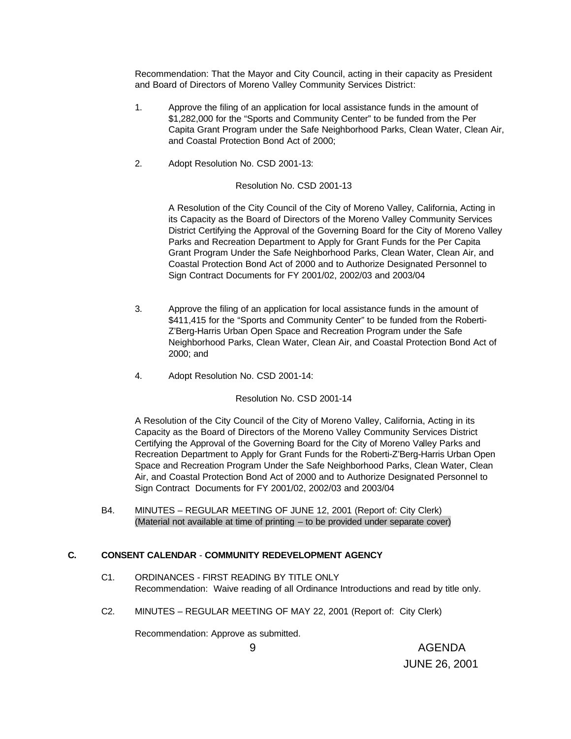Recommendation: That the Mayor and City Council, acting in their capacity as President and Board of Directors of Moreno Valley Community Services District:

1. Approve the filing of an application for local assistance funds in the amount of $1,282,000 for the "Sports and Community Center" to be funded from the Per Capita Grant Program under the Safe Neighborhood Parks, Clean Water, Clean Air, and Coastal Protection Bond Act of 2000;

2. Adopt Resolution No. CSD 2001-13:

   Resolution No. CSD 2001-13

   A Resolution of the City Council of the City of Moreno Valley, California, Acting in its Capacity as the Board of Directors of the Moreno Valley Community Services District Certifying the Approval of the Governing Board for the City of Moreno Valley Parks and Recreation Department to Apply for Grant Funds for the Per Capita Grant Program Under the Safe Neighborhood Parks, Clean Water, Clean Air, and Coastal Protection Bond Act of 2000 and to Authorize Designated Personnel to Sign Contract Documents for FY 2001/02, 2002/03 and 2003/04

3. Approve the filing of an application for local assistance funds in the amount of $411,415 for the "Sports and Community Center" to be funded from the Roberti-Z'Berg-Harris Urban Open Space and Recreation Program under the Safe Neighborhood Parks, Clean Water, Clean Air, and Coastal Protection Bond Act of 2000; and

4. Adopt Resolution No. CSD 2001-14:

   Resolution No. CSD 2001-14

   A Resolution of the City Council of the City of Moreno Valley, California, Acting in its Capacity as the Board of Directors of the Moreno Valley Community Services District Certifying the Approval of the Governing Board for the City of Moreno Valley Parks and Recreation Department to Apply for Grant Funds for the Roberti-Z'Berg-Harris Urban Open Space and Recreation Program Under the Safe Neighborhood Parks, Clean Water, Clean Air, and Coastal Protection Bond Act of 2000 and to Authorize Designated Personnel to Sign Contract Documents for FY 2001/02, 2002/03 and 2003/04

B4. MINUTES – REGULAR MEETING OF JUNE 12, 2001 (Report of: City Clerk) (Material not available at time of printing – to be provided under separate cover)

## C. CONSENT CALENDAR - COMMUNITY REDEVELOPMENT AGENCY

C1. ORDINANCES - FIRST READING BY TITLE ONLY
Recommendation: Waive reading of all Ordinance Introductions and read by title only.

C2. MINUTES – REGULAR MEETING OF MAY 22, 2001 (Report of: City Clerk)

Recommendation: Approve as submitted.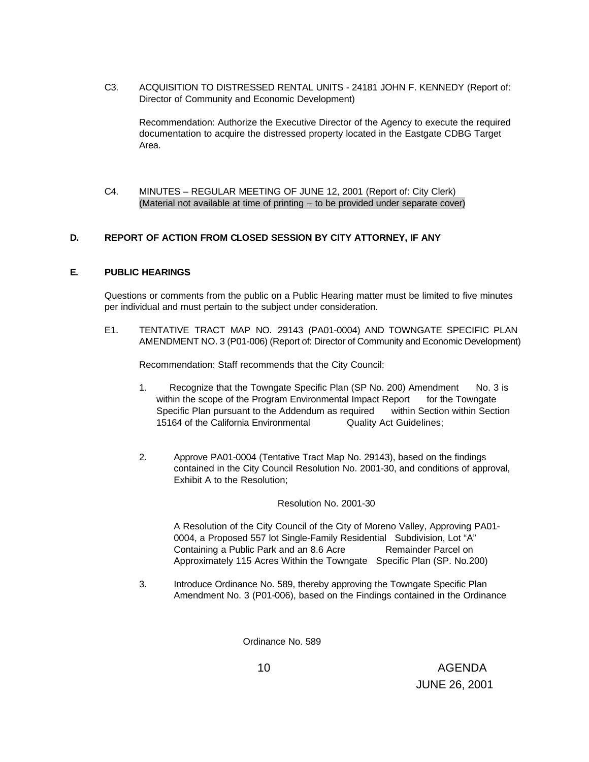C3. ACQUISITION TO DISTRESSED RENTAL UNITS - 24181 JOHN F. KENNEDY (Report of: Director of Community and Economic Development)

Recommendation: Authorize the Executive Director of the Agency to execute the required documentation to acquire the distressed property located in the Eastgate CDBG Target Area.

C4. MINUTES – REGULAR MEETING OF JUNE 12, 2001 (Report of: City Clerk) (Material not available at time of printing – to be provided under separate cover)

**D. REPORT OF ACTION FROM CLOSED SESSION BY CITY ATTORNEY, IF ANY**

**E. PUBLIC HEARINGS**

Questions or comments from the public on a Public Hearing matter must be limited to five minutes per individual and must pertain to the subject under consideration.

E1. TENTATIVE TRACT MAP NO. 29143 (PA01-0004) AND TOWNGATE SPECIFIC PLAN AMENDMENT NO. 3 (P01-006) (Report of: Director of Community and Economic Development)

Recommendation: Staff recommends that the City Council:

1. Recognize that the Towngate Specific Plan (SP No. 200) Amendment No. 3 is within the scope of the Program Environmental Impact Report for the Towngate Specific Plan pursuant to the Addendum as required within Section within Section 15164 of the California Environmental Quality Act Guidelines;

2. Approve PA01-0004 (Tentative Tract Map No. 29143), based on the findings contained in the City Council Resolution No. 2001-30, and conditions of approval, Exhibit A to the Resolution;

   Resolution No. 2001-30

   A Resolution of the City Council of the City of Moreno Valley, Approving PA01-0004, a Proposed 557 lot Single-Family Residential Subdivision, Lot "A" Containing a Public Park and an 8.6 Acre Remainder Parcel on Approximately 115 Acres Within the Towngate Specific Plan (SP. No.200)

3. Introduce Ordinance No. 589, thereby approving the Towngate Specific Plan Amendment No. 3 (P01-006), based on the Findings contained in the Ordinance

   Ordinance No. 589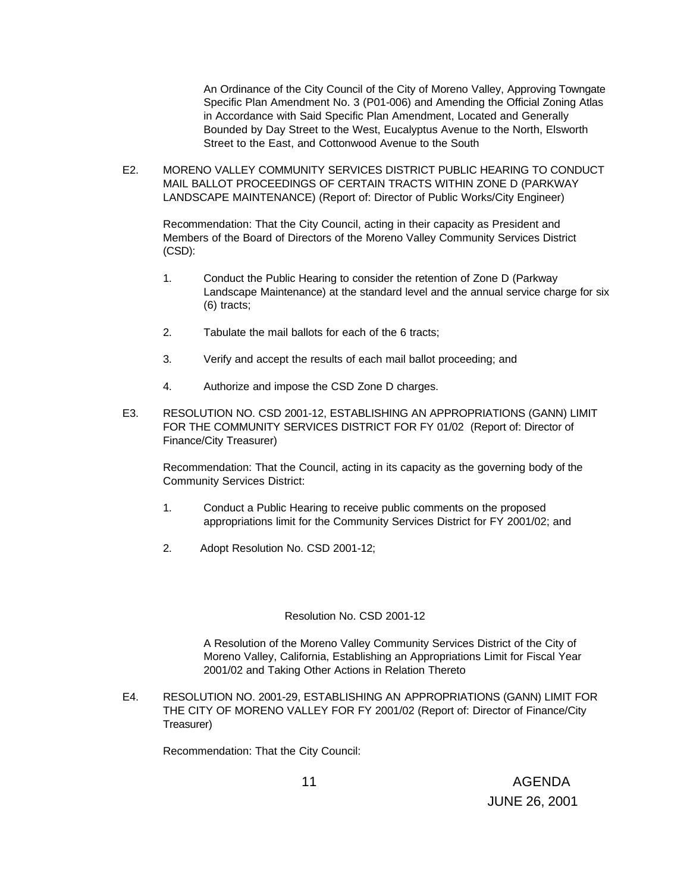An Ordinance of the City Council of the City of Moreno Valley, Approving Towngate Specific Plan Amendment No. 3 (P01-006) and Amending the Official Zoning Atlas in Accordance with Said Specific Plan Amendment, Located and Generally Bounded by Day Street to the West, Eucalyptus Avenue to the North, Elsworth Street to the East, and Cottonwood Avenue to the South

E2. MORENO VALLEY COMMUNITY SERVICES DISTRICT PUBLIC HEARING TO CONDUCT MAIL BALLOT PROCEEDINGS OF CERTAIN TRACTS WITHIN ZONE D (PARKWAY LANDSCAPE MAINTENANCE) (Report of: Director of Public Works/City Engineer)

Recommendation: That the City Council, acting in their capacity as President and Members of the Board of Directors of the Moreno Valley Community Services District (CSD):

1. Conduct the Public Hearing to consider the retention of Zone D (Parkway Landscape Maintenance) at the standard level and the annual service charge for six (6) tracts;

2. Tabulate the mail ballots for each of the 6 tracts;

3. Verify and accept the results of each mail ballot proceeding; and

4. Authorize and impose the CSD Zone D charges.

E3. RESOLUTION NO. CSD 2001-12, ESTABLISHING AN APPROPRIATIONS (GANN) LIMIT FOR THE COMMUNITY SERVICES DISTRICT FOR FY 01/02 (Report of: Director of Finance/City Treasurer)

Recommendation: That the Council, acting in its capacity as the governing body of the Community Services District:

1. Conduct a Public Hearing to receive public comments on the proposed appropriations limit for the Community Services District for FY 2001/02; and

2. Adopt Resolution No. CSD 2001-12;

Resolution No. CSD 2001-12

A Resolution of the Moreno Valley Community Services District of the City of Moreno Valley, California, Establishing an Appropriations Limit for Fiscal Year 2001/02 and Taking Other Actions in Relation Thereto

E4. RESOLUTION NO. 2001-29, ESTABLISHING AN APPROPRIATIONS (GANN) LIMIT FOR THE CITY OF MORENO VALLEY FOR FY 2001/02 (Report of: Director of Finance/City Treasurer)

Recommendation: That the City Council: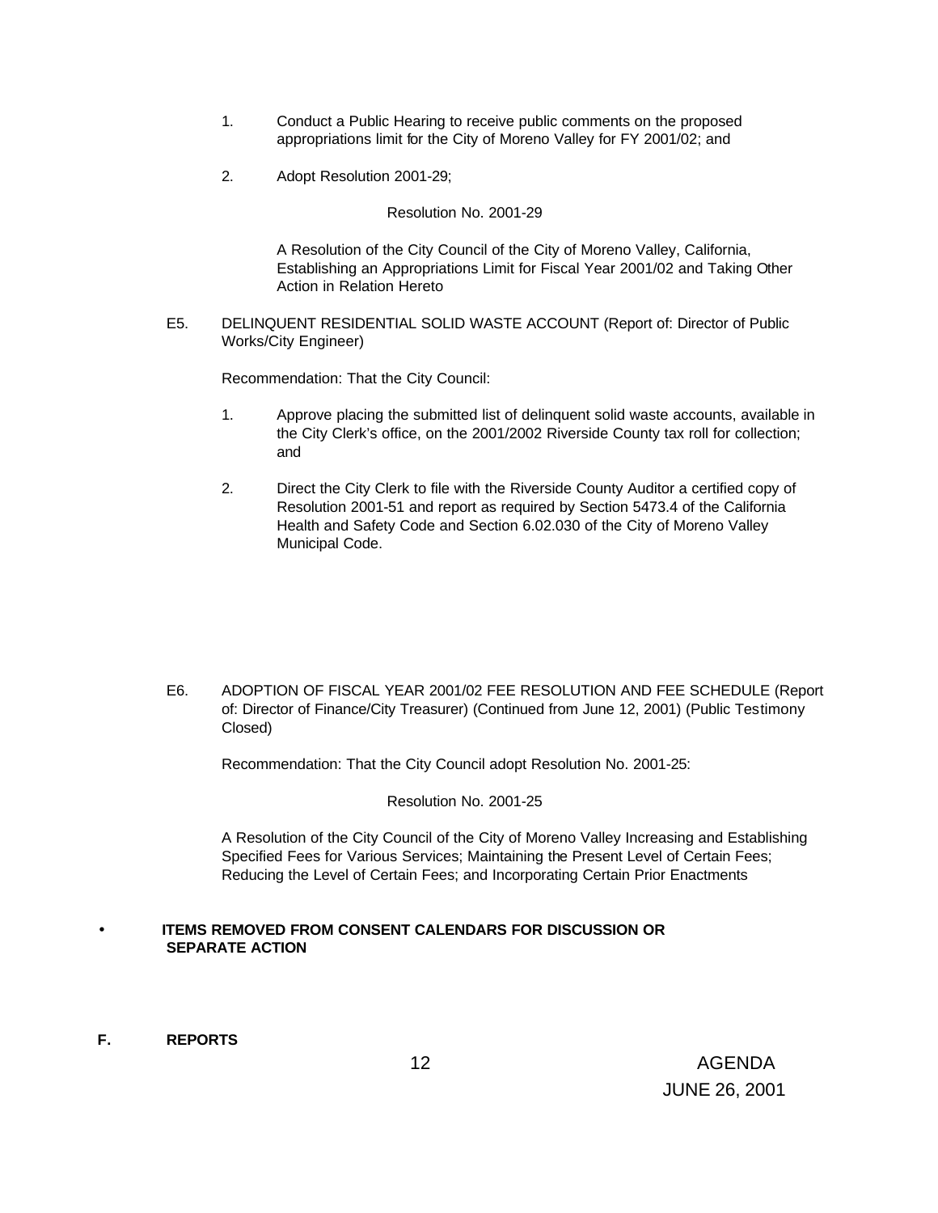1. Conduct a Public Hearing to receive public comments on the proposed appropriations limit for the City of Moreno Valley for FY 2001/02; and

2. Adopt Resolution 2001-29;

Resolution No. 2001-29

A Resolution of the City Council of the City of Moreno Valley, California, Establishing an Appropriations Limit for Fiscal Year 2001/02 and Taking Other Action in Relation Hereto

E5. DELINQUENT RESIDENTIAL SOLID WASTE ACCOUNT (Report of: Director of Public Works/City Engineer)

Recommendation: That the City Council:

1. Approve placing the submitted list of delinquent solid waste accounts, available in the City Clerk's office, on the 2001/2002 Riverside County tax roll for collection; and

2. Direct the City Clerk to file with the Riverside County Auditor a certified copy of Resolution 2001-51 and report as required by Section 5473.4 of the California Health and Safety Code and Section 6.02.030 of the City of Moreno Valley Municipal Code.

E6. ADOPTION OF FISCAL YEAR 2001/02 FEE RESOLUTION AND FEE SCHEDULE (Report of: Director of Finance/City Treasurer) (Continued from June 12, 2001) (Public Testimony Closed)

Recommendation: That the City Council adopt Resolution No. 2001-25:

Resolution No. 2001-25

A Resolution of the City Council of the City of Moreno Valley Increasing and Establishing Specified Fees for Various Services; Maintaining the Present Level of Certain Fees; Reducing the Level of Certain Fees; and Incorporating Certain Prior Enactments

- **ITEMS REMOVED FROM CONSENT CALENDARS FOR DISCUSSION OR SEPARATE ACTION**

**F. REPORTS**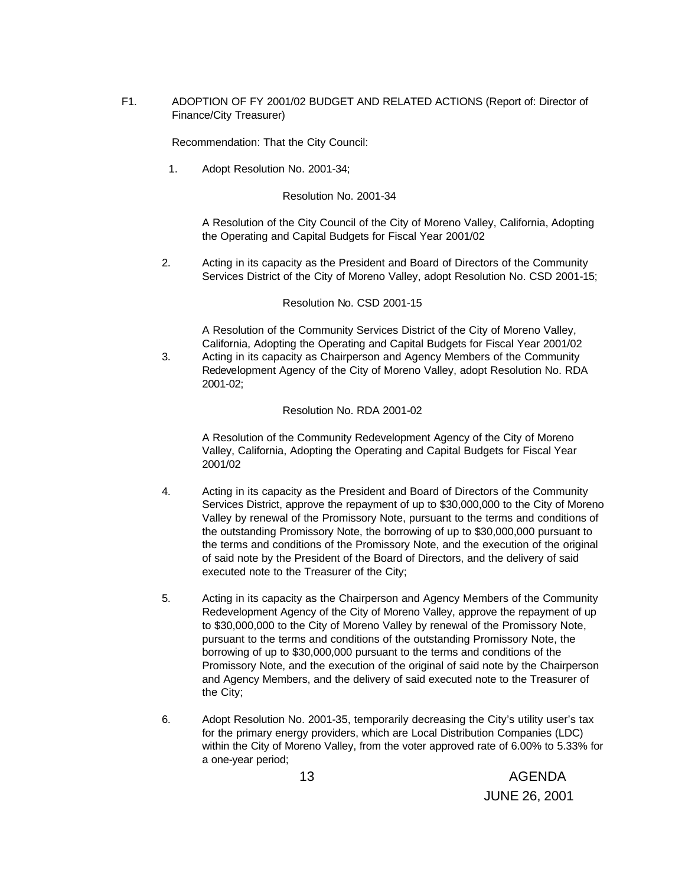F1. ADOPTION OF FY 2001/02 BUDGET AND RELATED ACTIONS (Report of: Director of Finance/City Treasurer)

Recommendation: That the City Council:

1. Adopt Resolution No. 2001-34;

   Resolution No. 2001-34

   A Resolution of the City Council of the City of Moreno Valley, California, Adopting the Operating and Capital Budgets for Fiscal Year 2001/02

2. Acting in its capacity as the President and Board of Directors of the Community Services District of the City of Moreno Valley, adopt Resolution No. CSD 2001-15;

   Resolution No. CSD 2001-15

   A Resolution of the Community Services District of the City of Moreno Valley, California, Adopting the Operating and Capital Budgets for Fiscal Year 2001/02

3. Acting in its capacity as Chairperson and Agency Members of the Community Redevelopment Agency of the City of Moreno Valley, adopt Resolution No. RDA 2001-02;

   Resolution No. RDA 2001-02

   A Resolution of the Community Redevelopment Agency of the City of Moreno Valley, California, Adopting the Operating and Capital Budgets for Fiscal Year 2001/02

4. Acting in its capacity as the President and Board of Directors of the Community Services District, approve the repayment of up to $30,000,000 to the City of Moreno Valley by renewal of the Promissory Note, pursuant to the terms and conditions of the outstanding Promissory Note, the borrowing of up to $30,000,000 pursuant to the terms and conditions of the Promissory Note, and the execution of the original of said note by the President of the Board of Directors, and the delivery of said executed note to the Treasurer of the City;

5. Acting in its capacity as the Chairperson and Agency Members of the Community Redevelopment Agency of the City of Moreno Valley, approve the repayment of up to $30,000,000 to the City of Moreno Valley by renewal of the Promissory Note, pursuant to the terms and conditions of the outstanding Promissory Note, the borrowing of up to $30,000,000 pursuant to the terms and conditions of the Promissory Note, and the execution of the original of said note by the Chairperson and Agency Members, and the delivery of said executed note to the Treasurer of the City;

6. Adopt Resolution No. 2001-35, temporarily decreasing the City's utility user's tax for the primary energy providers, which are Local Distribution Companies (LDC) within the City of Moreno Valley, from the voter approved rate of 6.00% to 5.33% for a one-year period;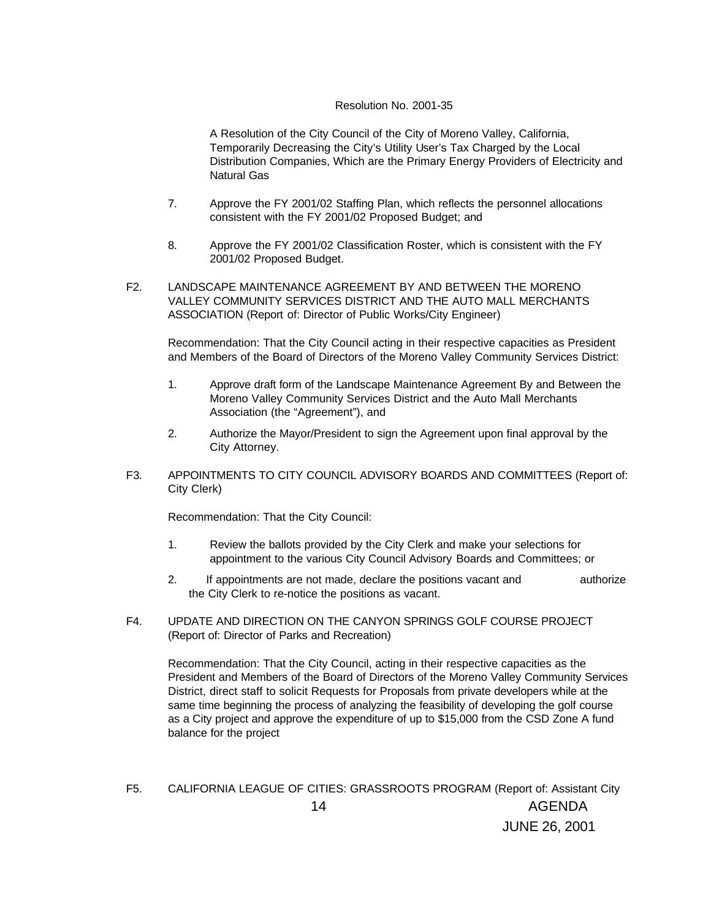Resolution No. 2001-35

A Resolution of the City Council of the City of Moreno Valley, California, Temporarily Decreasing the City's Utility User's Tax Charged by the Local Distribution Companies, Which are the Primary Energy Providers of Electricity and Natural Gas

7. Approve the FY 2001/02 Staffing Plan, which reflects the personnel allocations consistent with the FY 2001/02 Proposed Budget; and

8. Approve the FY 2001/02 Classification Roster, which is consistent with the FY 2001/02 Proposed Budget.

F2. LANDSCAPE MAINTENANCE AGREEMENT BY AND BETWEEN THE MORENO VALLEY COMMUNITY SERVICES DISTRICT AND THE AUTO MALL MERCHANTS ASSOCIATION (Report of: Director of Public Works/City Engineer)

Recommendation: That the City Council acting in their respective capacities as President and Members of the Board of Directors of the Moreno Valley Community Services District:

1. Approve draft form of the Landscape Maintenance Agreement By and Between the Moreno Valley Community Services District and the Auto Mall Merchants Association (the "Agreement"), and

2. Authorize the Mayor/President to sign the Agreement upon final approval by the City Attorney.

F3. APPOINTMENTS TO CITY COUNCIL ADVISORY BOARDS AND COMMITTEES (Report of: City Clerk)

Recommendation: That the City Council:

1. Review the ballots provided by the City Clerk and make your selections for appointment to the various City Council Advisory Boards and Committees; or

2. If appointments are not made, declare the positions vacant and authorize the City Clerk to re-notice the positions as vacant.

F4. UPDATE AND DIRECTION ON THE CANYON SPRINGS GOLF COURSE PROJECT (Report of: Director of Parks and Recreation)

Recommendation: That the City Council, acting in their respective capacities as the President and Members of the Board of Directors of the Moreno Valley Community Services District, direct staff to solicit Requests for Proposals from private developers while at the same time beginning the process of analyzing the feasibility of developing the golf course as a City project and approve the expenditure of up to $15,000 from the CSD Zone A fund balance for the project

F5. CALIFORNIA LEAGUE OF CITIES: GRASSROOTS PROGRAM (Report of: Assistant City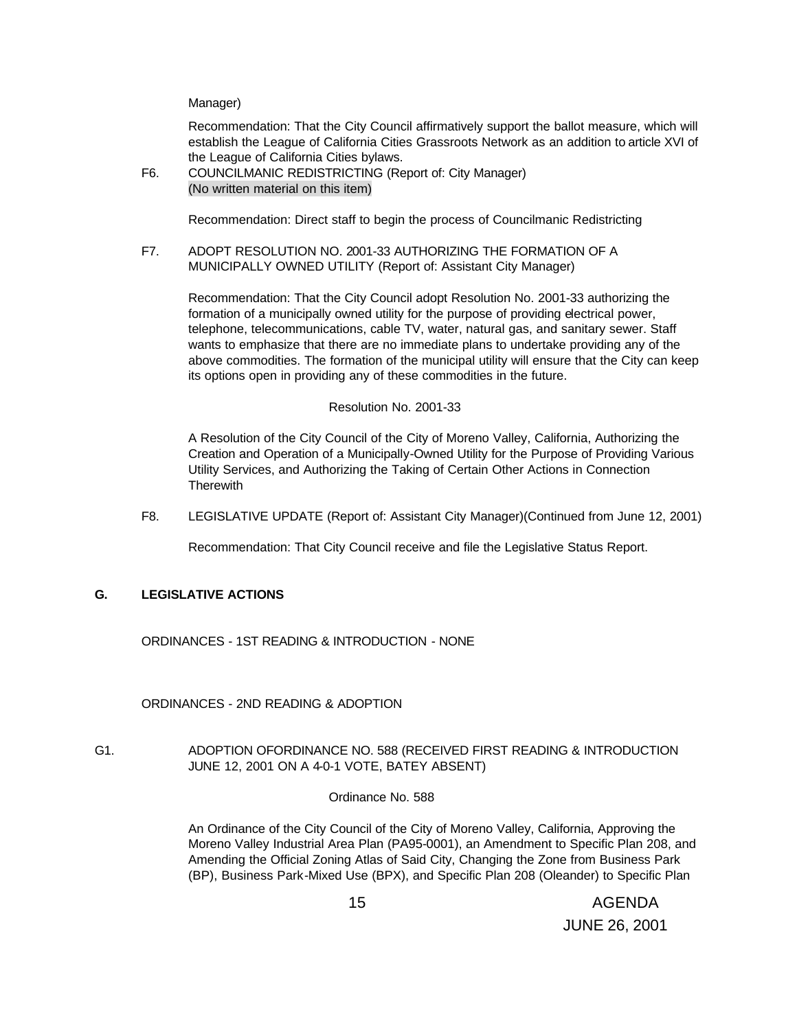Manager)

Recommendation: That the City Council affirmatively support the ballot measure, which will establish the League of California Cities Grassroots Network as an addition to article XVI of the League of California Cities bylaws.

F6. COUNCILMANIC REDISTRICTING (Report of: City Manager)
(No written material on this item)

Recommendation: Direct staff to begin the process of Councilmanic Redistricting

F7. ADOPT RESOLUTION NO. 2001-33 AUTHORIZING THE FORMATION OF A MUNICIPALLY OWNED UTILITY (Report of: Assistant City Manager)

Recommendation: That the City Council adopt Resolution No. 2001-33 authorizing the formation of a municipally owned utility for the purpose of providing electrical power, telephone, telecommunications, cable TV, water, natural gas, and sanitary sewer. Staff wants to emphasize that there are no immediate plans to undertake providing any of the above commodities. The formation of the municipal utility will ensure that the City can keep its options open in providing any of these commodities in the future.

Resolution No. 2001-33

A Resolution of the City Council of the City of Moreno Valley, California, Authorizing the Creation and Operation of a Municipally-Owned Utility for the Purpose of Providing Various Utility Services, and Authorizing the Taking of Certain Other Actions in Connection Therewith

F8. LEGISLATIVE UPDATE (Report of: Assistant City Manager)(Continued from June 12, 2001)

Recommendation: That City Council receive and file the Legislative Status Report.

**G. LEGISLATIVE ACTIONS**

ORDINANCES - 1ST READING & INTRODUCTION - NONE

ORDINANCES - 2ND READING & ADOPTION

G1. ADOPTION OFORDINANCE NO. 588 (RECEIVED FIRST READING & INTRODUCTION JUNE 12, 2001 ON A 4-0-1 VOTE, BATEY ABSENT)

Ordinance No. 588

An Ordinance of the City Council of the City of Moreno Valley, California, Approving the Moreno Valley Industrial Area Plan (PA95-0001), an Amendment to Specific Plan 208, and Amending the Official Zoning Atlas of Said City, Changing the Zone from Business Park (BP), Business Park-Mixed Use (BPX), and Specific Plan 208 (Oleander) to Specific Plan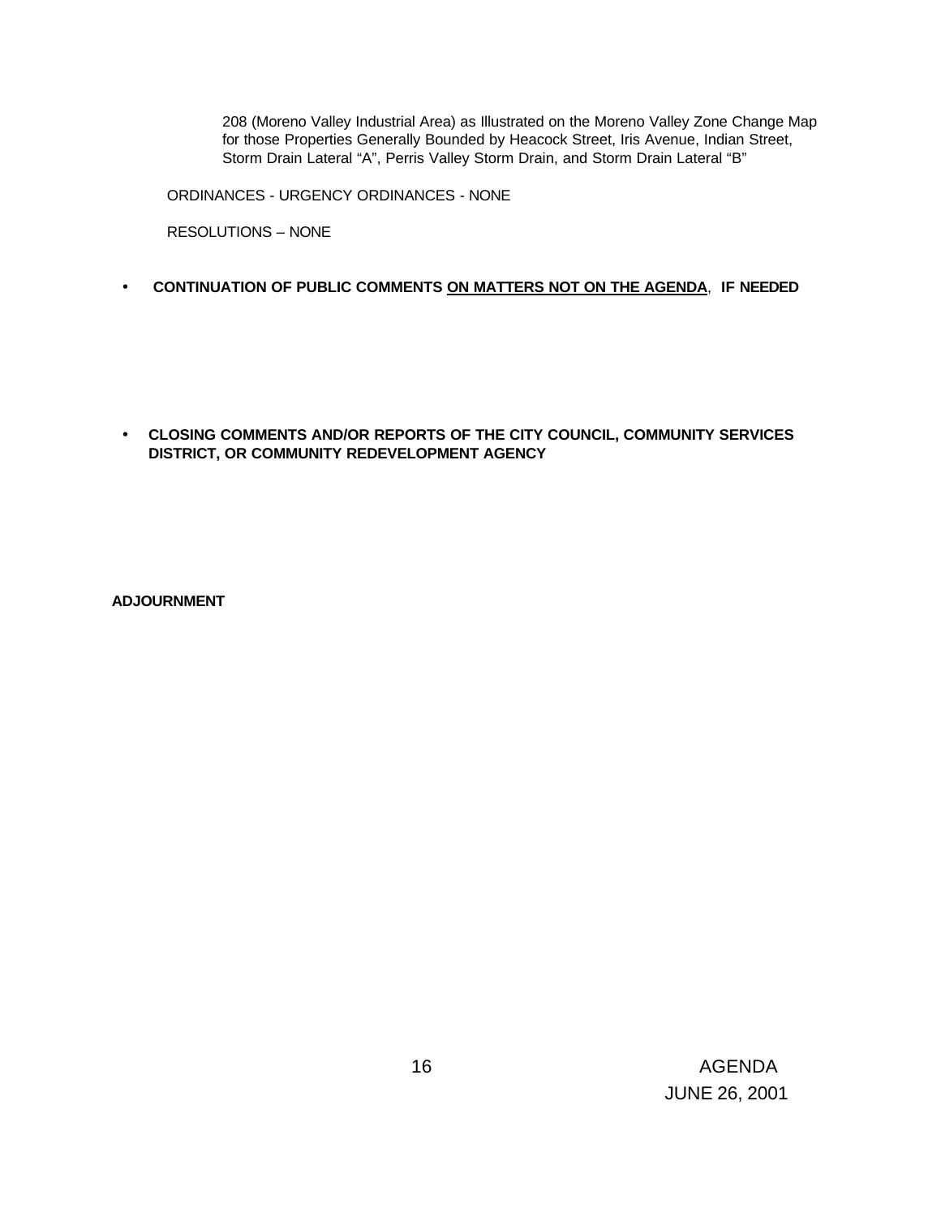208 (Moreno Valley Industrial Area) as Illustrated on the Moreno Valley Zone Change Map for those Properties Generally Bounded by Heacock Street, Iris Avenue, Indian Street, Storm Drain Lateral "A", Perris Valley Storm Drain, and Storm Drain Lateral "B"

ORDINANCES - URGENCY ORDINANCES - NONE

RESOLUTIONS – NONE

- **CONTINUATION OF PUBLIC COMMENTS <u>ON MATTERS NOT ON THE AGENDA</u>, IF NEEDED**

- **CLOSING COMMENTS AND/OR REPORTS OF THE CITY COUNCIL, COMMUNITY SERVICES DISTRICT, OR COMMUNITY REDEVELOPMENT AGENCY**

**ADJOURNMENT**